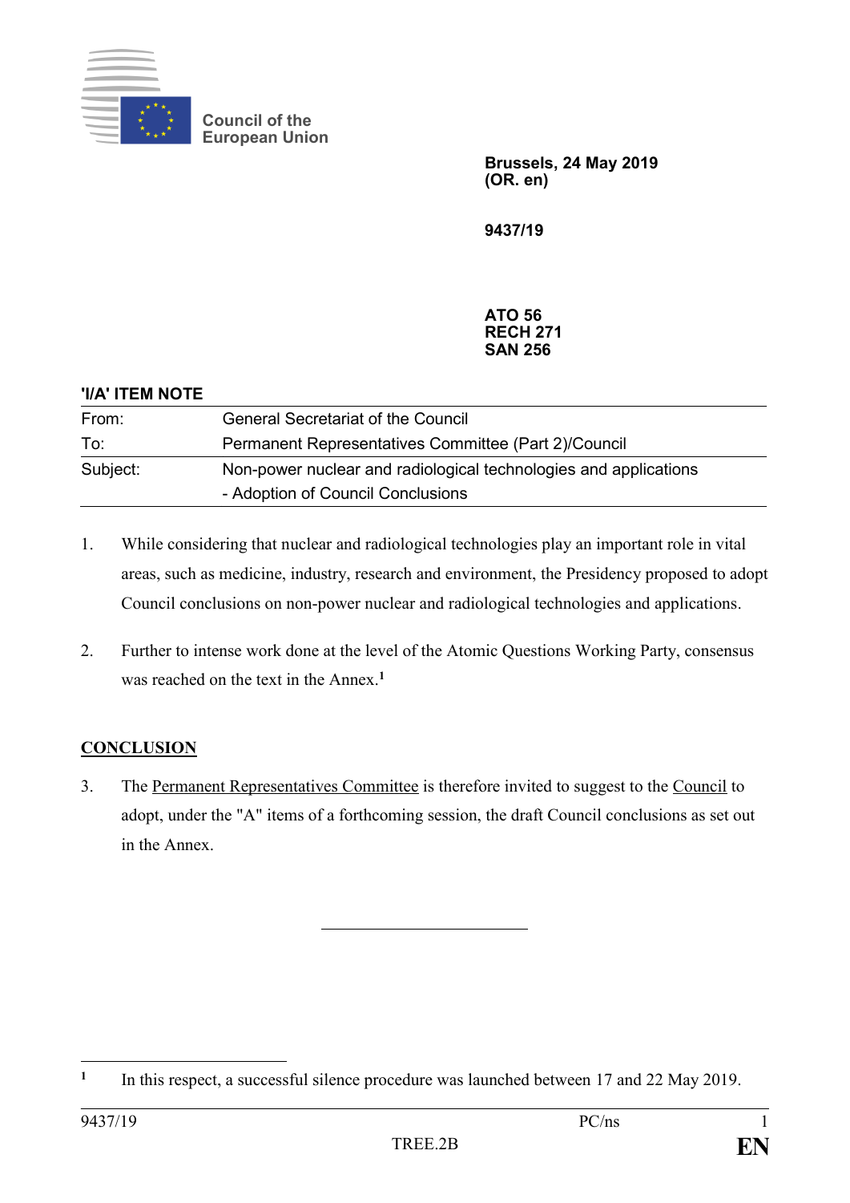Council of the European Union

**Brussels, 24 May 2019**
**(OR. en)**

**9437/19**

**ATO 56**
**RECH 271**
**SAN 256**

**'I/A' ITEM NOTE**

| | |
|---|---|
| From: | General Secretariat of the Council |
| To: | Permanent Representatives Committee (Part 2)/Council |
| Subject: | Non-power nuclear and radiological technologies and applications<br>- Adoption of Council Conclusions |

1. While considering that nuclear and radiological technologies play an important role in vital areas, such as medicine, industry, research and environment, the Presidency proposed to adopt Council conclusions on non-power nuclear and radiological technologies and applications.

2. Further to intense work done at the level of the Atomic Questions Working Party, consensus was reached on the text in the Annex.[1]

## CONCLUSION

3. The Permanent Representatives Committee is therefore invited to suggest to the Council to adopt, under the "A" items of a forthcoming session, the draft Council conclusions as set out in the Annex.

---

[1] In this respect, a successful silence procedure was launched between 17 and 22 May 2019.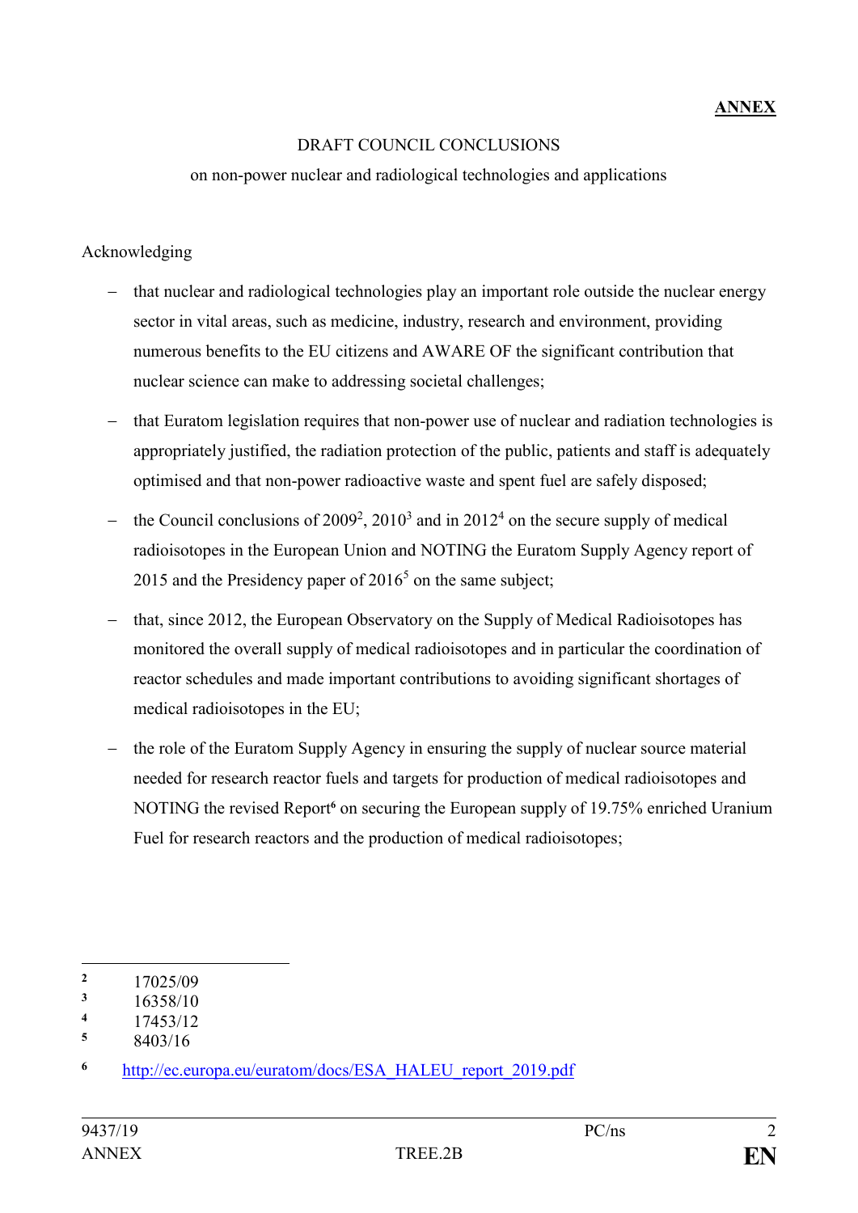**ANNEX**

DRAFT COUNCIL CONCLUSIONS

on non-power nuclear and radiological technologies and applications

Acknowledging

- that nuclear and radiological technologies play an important role outside the nuclear energy sector in vital areas, such as medicine, industry, research and environment, providing numerous benefits to the EU citizens and AWARE OF the significant contribution that nuclear science can make to addressing societal challenges;
- that Euratom legislation requires that non-power use of nuclear and radiation technologies is appropriately justified, the radiation protection of the public, patients and staff is adequately optimised and that non-power radioactive waste and spent fuel are safely disposed;
- the Council conclusions of 2009[2], 2010[3] and in 2012[4] on the secure supply of medical radioisotopes in the European Union and NOTING the Euratom Supply Agency report of 2015 and the Presidency paper of 2016[5] on the same subject;
- that, since 2012, the European Observatory on the Supply of Medical Radioisotopes has monitored the overall supply of medical radioisotopes and in particular the coordination of reactor schedules and made important contributions to avoiding significant shortages of medical radioisotopes in the EU;
- the role of the Euratom Supply Agency in ensuring the supply of nuclear source material needed for research reactor fuels and targets for production of medical radioisotopes and NOTING the revised Report[6] on securing the European supply of 19.75% enriched Uranium Fuel for research reactors and the production of medical radioisotopes;

---

[2] 17025/09

[3] 16358/10

[4] 17453/12

[5] 8403/16

[6] http://ec.europa.eu/euratom/docs/ESA_HALEU_report_2019.pdf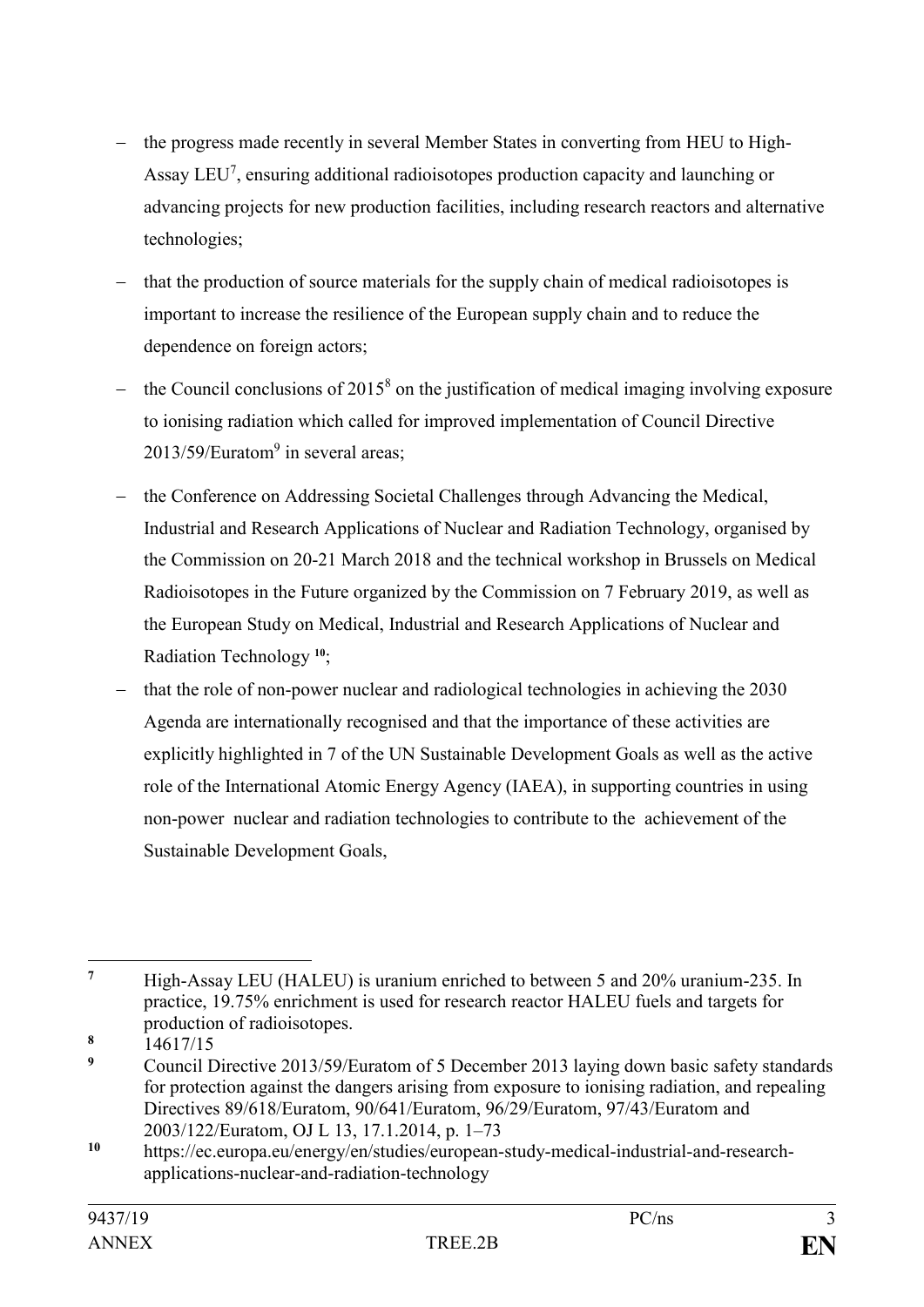- the progress made recently in several Member States in converting from HEU to High-Assay LEU[7], ensuring additional radioisotopes production capacity and launching or advancing projects for new production facilities, including research reactors and alternative technologies;
- that the production of source materials for the supply chain of medical radioisotopes is important to increase the resilience of the European supply chain and to reduce the dependence on foreign actors;
- the Council conclusions of 2015[8] on the justification of medical imaging involving exposure to ionising radiation which called for improved implementation of Council Directive 2013/59/Euratom[9] in several areas;
- the Conference on Addressing Societal Challenges through Advancing the Medical, Industrial and Research Applications of Nuclear and Radiation Technology, organised by the Commission on 20-21 March 2018 and the technical workshop in Brussels on Medical Radioisotopes in the Future organized by the Commission on 7 February 2019, as well as the European Study on Medical, Industrial and Research Applications of Nuclear and Radiation Technology [10];
- that the role of non-power nuclear and radiological technologies in achieving the 2030 Agenda are internationally recognised and that the importance of these activities are explicitly highlighted in 7 of the UN Sustainable Development Goals as well as the active role of the International Atomic Energy Agency (IAEA), in supporting countries in using non-power nuclear and radiation technologies to contribute to the achievement of the Sustainable Development Goals,

---

[7] High-Assay LEU (HALEU) is uranium enriched to between 5 and 20% uranium-235. In practice, 19.75% enrichment is used for research reactor HALEU fuels and targets for production of radioisotopes.

[8] 14617/15

[9] Council Directive 2013/59/Euratom of 5 December 2013 laying down basic safety standards for protection against the dangers arising from exposure to ionising radiation, and repealing Directives 89/618/Euratom, 90/641/Euratom, 96/29/Euratom, 97/43/Euratom and 2003/122/Euratom, OJ L 13, 17.1.2014, p. 1–73

[10] https://ec.europa.eu/energy/en/studies/european-study-medical-industrial-and-research-applications-nuclear-and-radiation-technology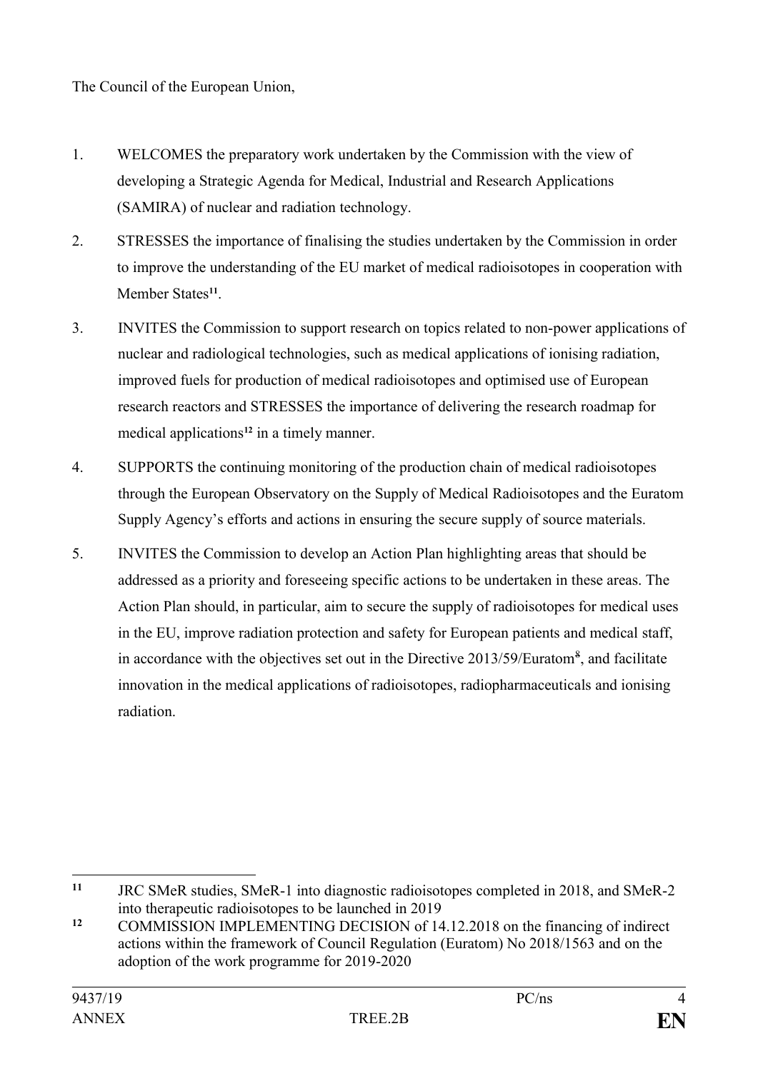The Council of the European Union,

1. WELCOMES the preparatory work undertaken by the Commission with the view of developing a Strategic Agenda for Medical, Industrial and Research Applications (SAMIRA) of nuclear and radiation technology.
2. STRESSES the importance of finalising the studies undertaken by the Commission in order to improve the understanding of the EU market of medical radioisotopes in cooperation with Member States[11].
3. INVITES the Commission to support research on topics related to non-power applications of nuclear and radiological technologies, such as medical applications of ionising radiation, improved fuels for production of medical radioisotopes and optimised use of European research reactors and STRESSES the importance of delivering the research roadmap for medical applications[12] in a timely manner.
4. SUPPORTS the continuing monitoring of the production chain of medical radioisotopes through the European Observatory on the Supply of Medical Radioisotopes and the Euratom Supply Agency's efforts and actions in ensuring the secure supply of source materials.
5. INVITES the Commission to develop an Action Plan highlighting areas that should be addressed as a priority and foreseeing specific actions to be undertaken in these areas. The Action Plan should, in particular, aim to secure the supply of radioisotopes for medical uses in the EU, improve radiation protection and safety for European patients and medical staff, in accordance with the objectives set out in the Directive 2013/59/Euratom[8], and facilitate innovation in the medical applications of radioisotopes, radiopharmaceuticals and ionising radiation.

---

[11] JRC SMeR studies, SMeR-1 into diagnostic radioisotopes completed in 2018, and SMeR-2 into therapeutic radioisotopes to be launched in 2019

[12] COMMISSION IMPLEMENTING DECISION of 14.12.2018 on the financing of indirect actions within the framework of Council Regulation (Euratom) No 2018/1563 and on the adoption of the work programme for 2019-2020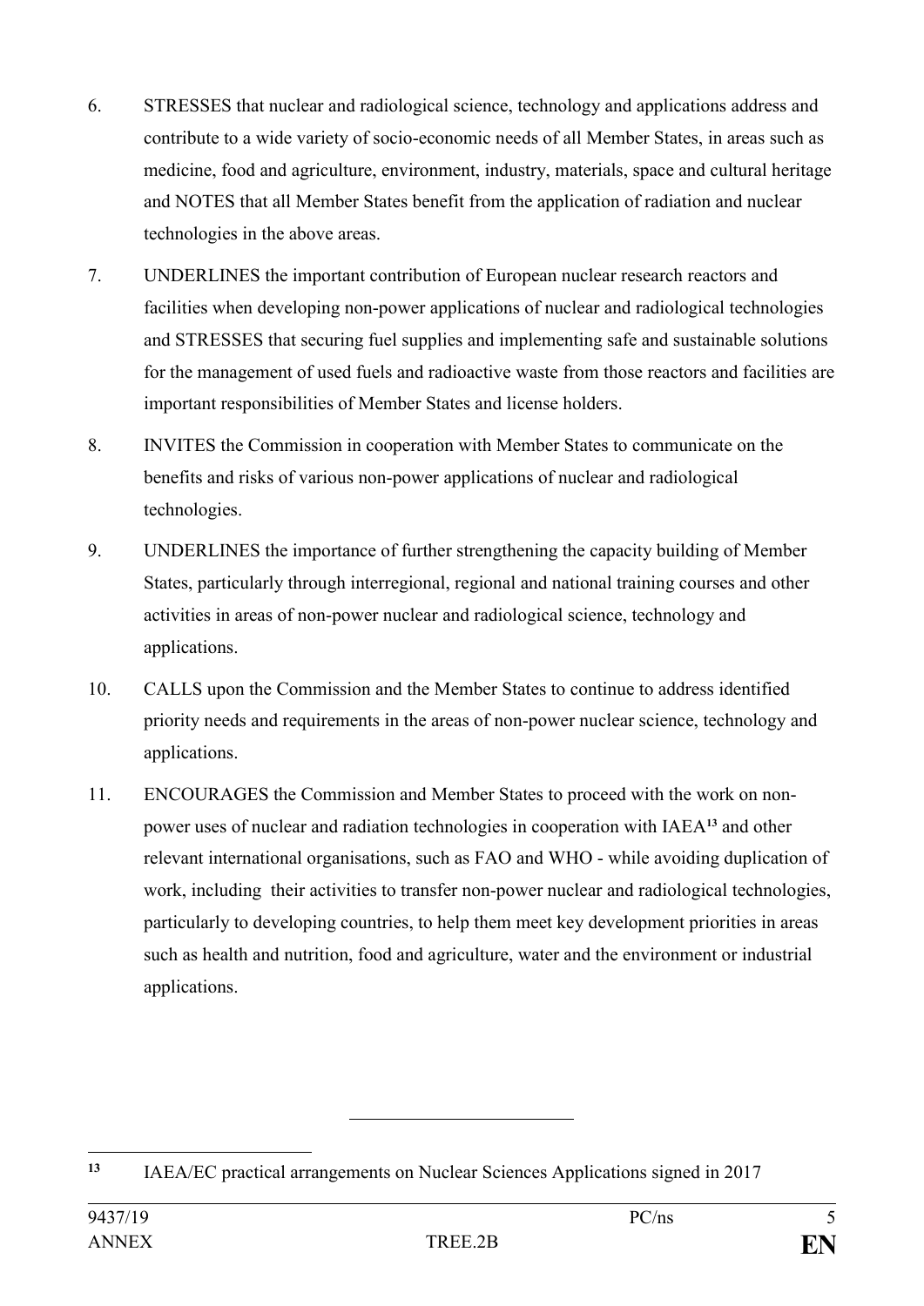6. STRESSES that nuclear and radiological science, technology and applications address and contribute to a wide variety of socio-economic needs of all Member States, in areas such as medicine, food and agriculture, environment, industry, materials, space and cultural heritage and NOTES that all Member States benefit from the application of radiation and nuclear technologies in the above areas.

7. UNDERLINES the important contribution of European nuclear research reactors and facilities when developing non-power applications of nuclear and radiological technologies and STRESSES that securing fuel supplies and implementing safe and sustainable solutions for the management of used fuels and radioactive waste from those reactors and facilities are important responsibilities of Member States and license holders.

8. INVITES the Commission in cooperation with Member States to communicate on the benefits and risks of various non-power applications of nuclear and radiological technologies.

9. UNDERLINES the importance of further strengthening the capacity building of Member States, particularly through interregional, regional and national training courses and other activities in areas of non-power nuclear and radiological science, technology and applications.

10. CALLS upon the Commission and the Member States to continue to address identified priority needs and requirements in the areas of non-power nuclear science, technology and applications.

11. ENCOURAGES the Commission and Member States to proceed with the work on non-power uses of nuclear and radiation technologies in cooperation with IAEA[13] and other relevant international organisations, such as FAO and WHO - while avoiding duplication of work, including their activities to transfer non-power nuclear and radiological technologies, particularly to developing countries, to help them meet key development priorities in areas such as health and nutrition, food and agriculture, water and the environment or industrial applications.

---

[13] IAEA/EC practical arrangements on Nuclear Sciences Applications signed in 2017